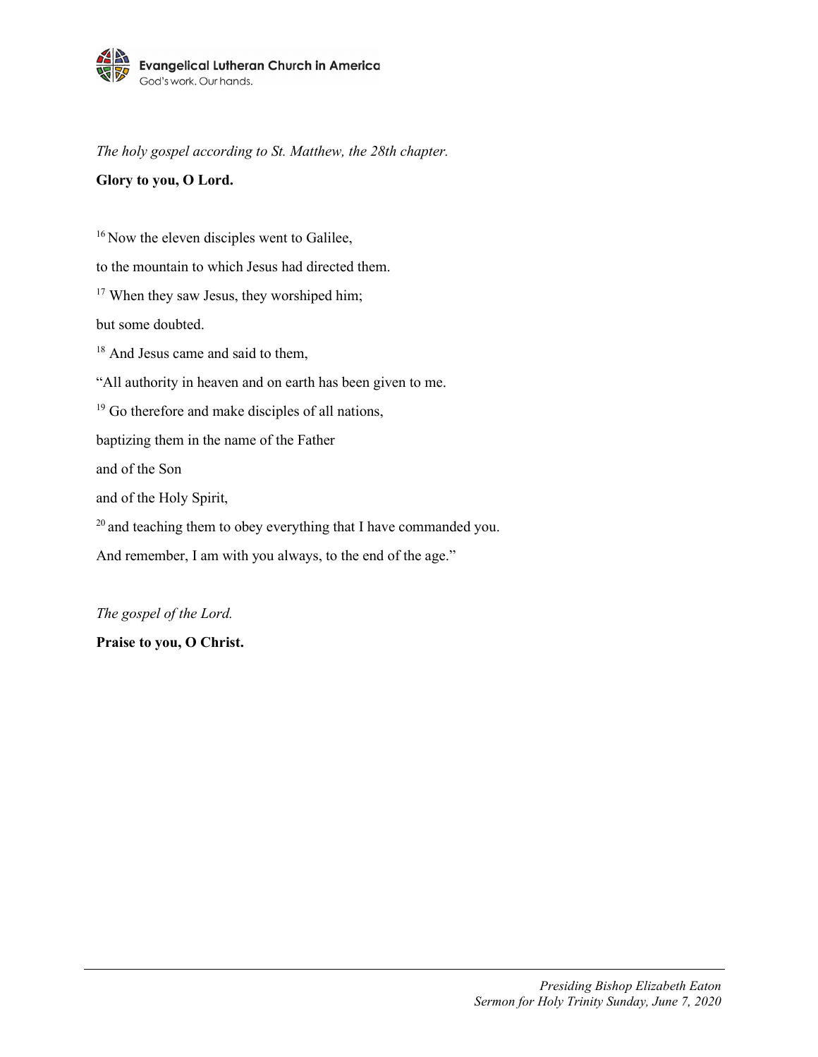*The holy gospel according to St. Matthew, the 28th chapter.*

**Glory to you, O Lord.**

[16] Now the eleven disciples went to Galilee,

to the mountain to which Jesus had directed them.

[17] When they saw Jesus, they worshiped him;

but some doubted.

[18] And Jesus came and said to them,

"All authority in heaven and on earth has been given to me.

[19] Go therefore and make disciples of all nations,

baptizing them in the name of the Father

and of the Son

and of the Holy Spirit,

[20] and teaching them to obey everything that I have commanded you.

And remember, I am with you always, to the end of the age."

*The gospel of the Lord.*

**Praise to you, O Christ.**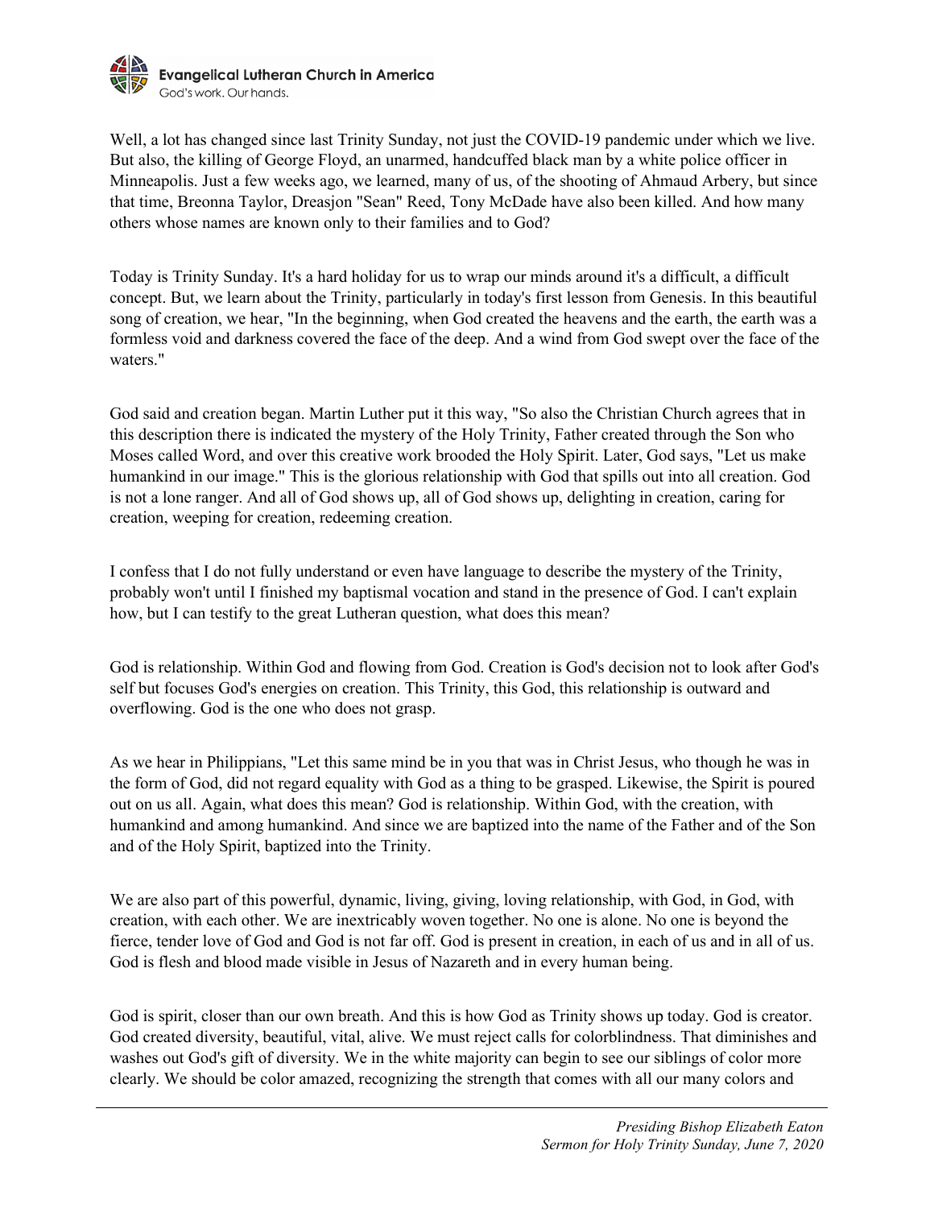Well, a lot has changed since last Trinity Sunday, not just the COVID-19 pandemic under which we live. But also, the killing of George Floyd, an unarmed, handcuffed black man by a white police officer in Minneapolis. Just a few weeks ago, we learned, many of us, of the shooting of Ahmaud Arbery, but since that time, Breonna Taylor, Dreasjon "Sean" Reed, Tony McDade have also been killed. And how many others whose names are known only to their families and to God?

Today is Trinity Sunday. It's a hard holiday for us to wrap our minds around it's a difficult, a difficult concept. But, we learn about the Trinity, particularly in today's first lesson from Genesis. In this beautiful song of creation, we hear, "In the beginning, when God created the heavens and the earth, the earth was a formless void and darkness covered the face of the deep. And a wind from God swept over the face of the waters."

God said and creation began. Martin Luther put it this way, "So also the Christian Church agrees that in this description there is indicated the mystery of the Holy Trinity, Father created through the Son who Moses called Word, and over this creative work brooded the Holy Spirit. Later, God says, "Let us make humankind in our image." This is the glorious relationship with God that spills out into all creation. God is not a lone ranger. And all of God shows up, all of God shows up, delighting in creation, caring for creation, weeping for creation, redeeming creation.

I confess that I do not fully understand or even have language to describe the mystery of the Trinity, probably won't until I finished my baptismal vocation and stand in the presence of God. I can't explain how, but I can testify to the great Lutheran question, what does this mean?

God is relationship. Within God and flowing from God. Creation is God's decision not to look after God's self but focuses God's energies on creation. This Trinity, this God, this relationship is outward and overflowing. God is the one who does not grasp.

As we hear in Philippians, "Let this same mind be in you that was in Christ Jesus, who though he was in the form of God, did not regard equality with God as a thing to be grasped. Likewise, the Spirit is poured out on us all. Again, what does this mean? God is relationship. Within God, with the creation, with humankind and among humankind. And since we are baptized into the name of the Father and of the Son and of the Holy Spirit, baptized into the Trinity.

We are also part of this powerful, dynamic, living, giving, loving relationship, with God, in God, with creation, with each other. We are inextricably woven together. No one is alone. No one is beyond the fierce, tender love of God and God is not far off. God is present in creation, in each of us and in all of us. God is flesh and blood made visible in Jesus of Nazareth and in every human being.

God is spirit, closer than our own breath. And this is how God as Trinity shows up today. God is creator. God created diversity, beautiful, vital, alive. We must reject calls for colorblindness. That diminishes and washes out God's gift of diversity. We in the white majority can begin to see our siblings of color more clearly. We should be color amazed, recognizing the strength that comes with all our many colors and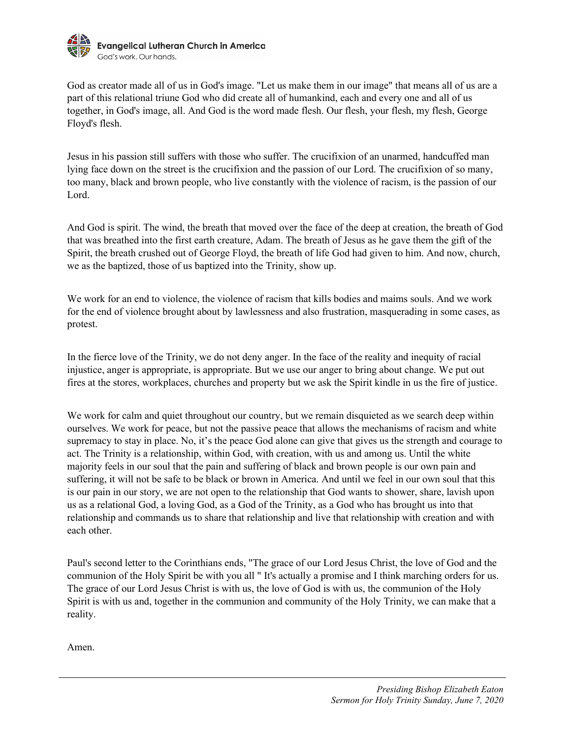God as creator made all of us in God's image. "Let us make them in our image" that means all of us are a part of this relational triune God who did create all of humankind, each and every one and all of us together, in God's image, all. And God is the word made flesh. Our flesh, your flesh, my flesh, George Floyd's flesh.

Jesus in his passion still suffers with those who suffer. The crucifixion of an unarmed, handcuffed man lying face down on the street is the crucifixion and the passion of our Lord. The crucifixion of so many, too many, black and brown people, who live constantly with the violence of racism, is the passion of our Lord.

And God is spirit. The wind, the breath that moved over the face of the deep at creation, the breath of God that was breathed into the first earth creature, Adam. The breath of Jesus as he gave them the gift of the Spirit, the breath crushed out of George Floyd, the breath of life God had given to him. And now, church, we as the baptized, those of us baptized into the Trinity, show up.

We work for an end to violence, the violence of racism that kills bodies and maims souls. And we work for the end of violence brought about by lawlessness and also frustration, masquerading in some cases, as protest.

In the fierce love of the Trinity, we do not deny anger. In the face of the reality and inequity of racial injustice, anger is appropriate, is appropriate. But we use our anger to bring about change. We put out fires at the stores, workplaces, churches and property but we ask the Spirit kindle in us the fire of justice.

We work for calm and quiet throughout our country, but we remain disquieted as we search deep within ourselves. We work for peace, but not the passive peace that allows the mechanisms of racism and white supremacy to stay in place. No, it's the peace God alone can give that gives us the strength and courage to act. The Trinity is a relationship, within God, with creation, with us and among us. Until the white majority feels in our soul that the pain and suffering of black and brown people is our own pain and suffering, it will not be safe to be black or brown in America. And until we feel in our own soul that this is our pain in our story, we are not open to the relationship that God wants to shower, share, lavish upon us as a relational God, a loving God, as a God of the Trinity, as a God who has brought us into that relationship and commands us to share that relationship and live that relationship with creation and with each other.

Paul's second letter to the Corinthians ends, "The grace of our Lord Jesus Christ, the love of God and the communion of the Holy Spirit be with you all " It's actually a promise and I think marching orders for us. The grace of our Lord Jesus Christ is with us, the love of God is with us, the communion of the Holy Spirit is with us and, together in the communion and community of the Holy Trinity, we can make that a reality.

Amen.